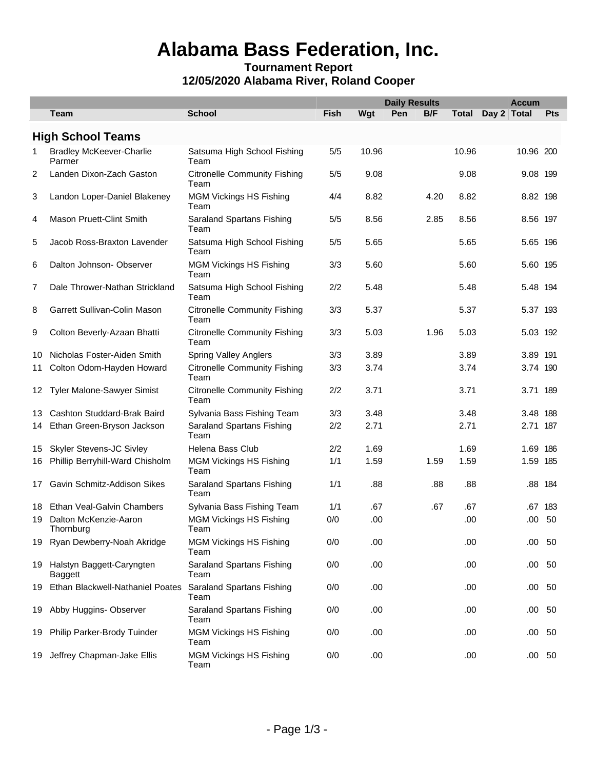# Alabama Bass Federation, Inc.

**Tournament Report**

**12/05/2020 Alabama River, Roland Cooper**

| | | | Daily Results | | | | | | Accum | |
|---|---|---|---|---|---|---|---|---|---|---|
| | **Team** | **School** | **Fish** | **Wgt** | **Pen** | **B/F** | **Total** | **Day 2** | **Total** | **Pts** |

## High School Teams

| | Team | School | Fish | Wgt | Pen | B/F | Total | Day 2 | Accum Total | Pts |
|---|---|---|---|---|---|---|---|---|---|---|
| 1 | Bradley McKeever-Charlie Parmer | Satsuma High School Fishing Team | 5/5 | 10.96 | | | 10.96 | | 10.96 | 200 |
| 2 | Landen Dixon-Zach Gaston | Citronelle Community Fishing Team | 5/5 | 9.08 | | | 9.08 | | 9.08 | 199 |
| 3 | Landon Loper-Daniel Blakeney | MGM Vikings HS Fishing Team | 4/4 | 8.82 | | 4.20 | 8.82 | | 8.82 | 198 |
| 4 | Mason Pruett-Clint Smith | Saraland Spartans Fishing Team | 5/5 | 8.56 | | 2.85 | 8.56 | | 8.56 | 197 |
| 5 | Jacob Ross-Braxton Lavender | Satsuma High School Fishing Team | 5/5 | 5.65 | | | 5.65 | | 5.65 | 196 |
| 6 | Dalton Johnson- Observer | MGM Vikings HS Fishing Team | 3/3 | 5.60 | | | 5.60 | | 5.60 | 195 |
| 7 | Dale Thrower-Nathan Strickland | Satsuma High School Fishing Team | 2/2 | 5.48 | | | 5.48 | | 5.48 | 194 |
| 8 | Garrett Sullivan-Colin Mason | Citronelle Community Fishing Team | 3/3 | 5.37 | | | 5.37 | | 5.37 | 193 |
| 9 | Colton Beverly-Azaan Bhatti | Citronelle Community Fishing Team | 3/3 | 5.03 | | 1.96 | 5.03 | | 5.03 | 192 |
| 10 | Nicholas Foster-Aiden Smith | Spring Valley Anglers | 3/3 | 3.89 | | | 3.89 | | 3.89 | 191 |
| 11 | Colton Odom-Hayden Howard | Citronelle Community Fishing Team | 3/3 | 3.74 | | | 3.74 | | 3.74 | 190 |
| 12 | Tyler Malone-Sawyer Simist | Citronelle Community Fishing Team | 2/2 | 3.71 | | | 3.71 | | 3.71 | 189 |
| 13 | Cashton Studdard-Brak Baird | Sylvania Bass Fishing Team | 3/3 | 3.48 | | | 3.48 | | 3.48 | 188 |
| 14 | Ethan Green-Bryson Jackson | Saraland Spartans Fishing Team | 2/2 | 2.71 | | | 2.71 | | 2.71 | 187 |
| 15 | Skyler Stevens-JC Sivley | Helena Bass Club | 2/2 | 1.69 | | | 1.69 | | 1.69 | 186 |
| 16 | Phillip Berryhill-Ward Chisholm | MGM Vikings HS Fishing Team | 1/1 | 1.59 | | 1.59 | 1.59 | | 1.59 | 185 |
| 17 | Gavin Schmitz-Addison Sikes | Saraland Spartans Fishing Team | 1/1 | .88 | | .88 | .88 | | .88 | 184 |
| 18 | Ethan Veal-Galvin Chambers | Sylvania Bass Fishing Team | 1/1 | .67 | | .67 | .67 | | .67 | 183 |
| 19 | Dalton McKenzie-Aaron Thornburg | MGM Vikings HS Fishing Team | 0/0 | .00 | | | .00 | | .00 | 50 |
| 19 | Ryan Dewberry-Noah Akridge | MGM Vikings HS Fishing Team | 0/0 | .00 | | | .00 | | .00 | 50 |
| 19 | Halstyn Baggett-Caryngten Baggett | Saraland Spartans Fishing Team | 0/0 | .00 | | | .00 | | .00 | 50 |
| 19 | Ethan Blackwell-Nathaniel Poates | Saraland Spartans Fishing Team | 0/0 | .00 | | | .00 | | .00 | 50 |
| 19 | Abby Huggins- Observer | Saraland Spartans Fishing Team | 0/0 | .00 | | | .00 | | .00 | 50 |
| 19 | Philip Parker-Brody Tuinder | MGM Vikings HS Fishing Team | 0/0 | .00 | | | .00 | | .00 | 50 |
| 19 | Jeffrey Chapman-Jake Ellis | MGM Vikings HS Fishing Team | 0/0 | .00 | | | .00 | | .00 | 50 |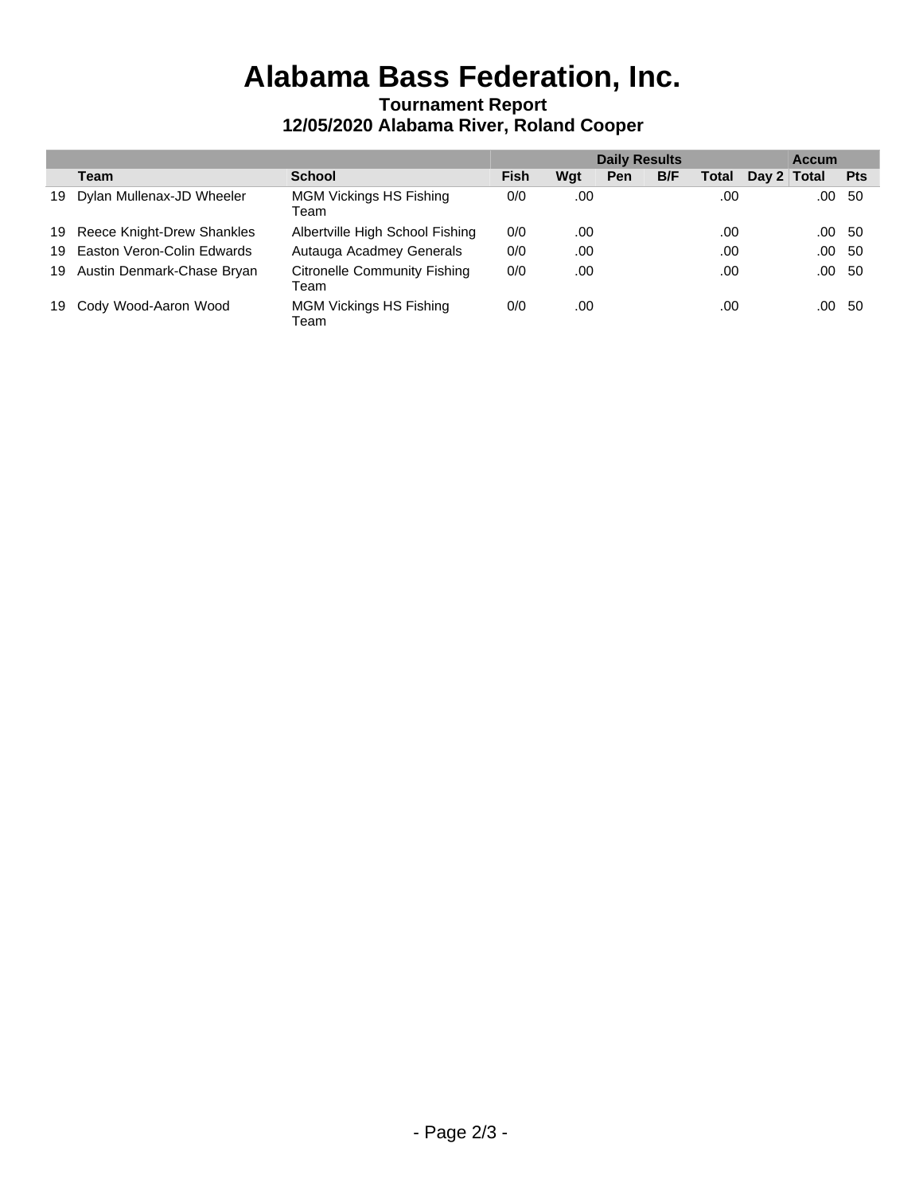# Alabama Bass Federation, Inc.

**Tournament Report**

**12/05/2020 Alabama River, Roland Cooper**

| | | | Daily Results | | | | | | Accum | |
|---|---|---|---|---|---|---|---|---|---|---|
| | **Team** | **School** | **Fish** | **Wgt** | **Pen** | **B/F** | **Total** | **Day 2** | **Total** | **Pts** |
| 19 | Dylan Mullenax-JD Wheeler | MGM Vickings HS Fishing Team | 0/0 | .00 | | | .00 | | .00 | 50 |
| 19 | Reece Knight-Drew Shankles | Albertville High School Fishing | 0/0 | .00 | | | .00 | | .00 | 50 |
| 19 | Easton Veron-Colin Edwards | Autauga Acadmey Generals | 0/0 | .00 | | | .00 | | .00 | 50 |
| 19 | Austin Denmark-Chase Bryan | Citronelle Community Fishing Team | 0/0 | .00 | | | .00 | | .00 | 50 |
| 19 | Cody Wood-Aaron Wood | MGM Vickings HS Fishing Team | 0/0 | .00 | | | .00 | | .00 | 50 |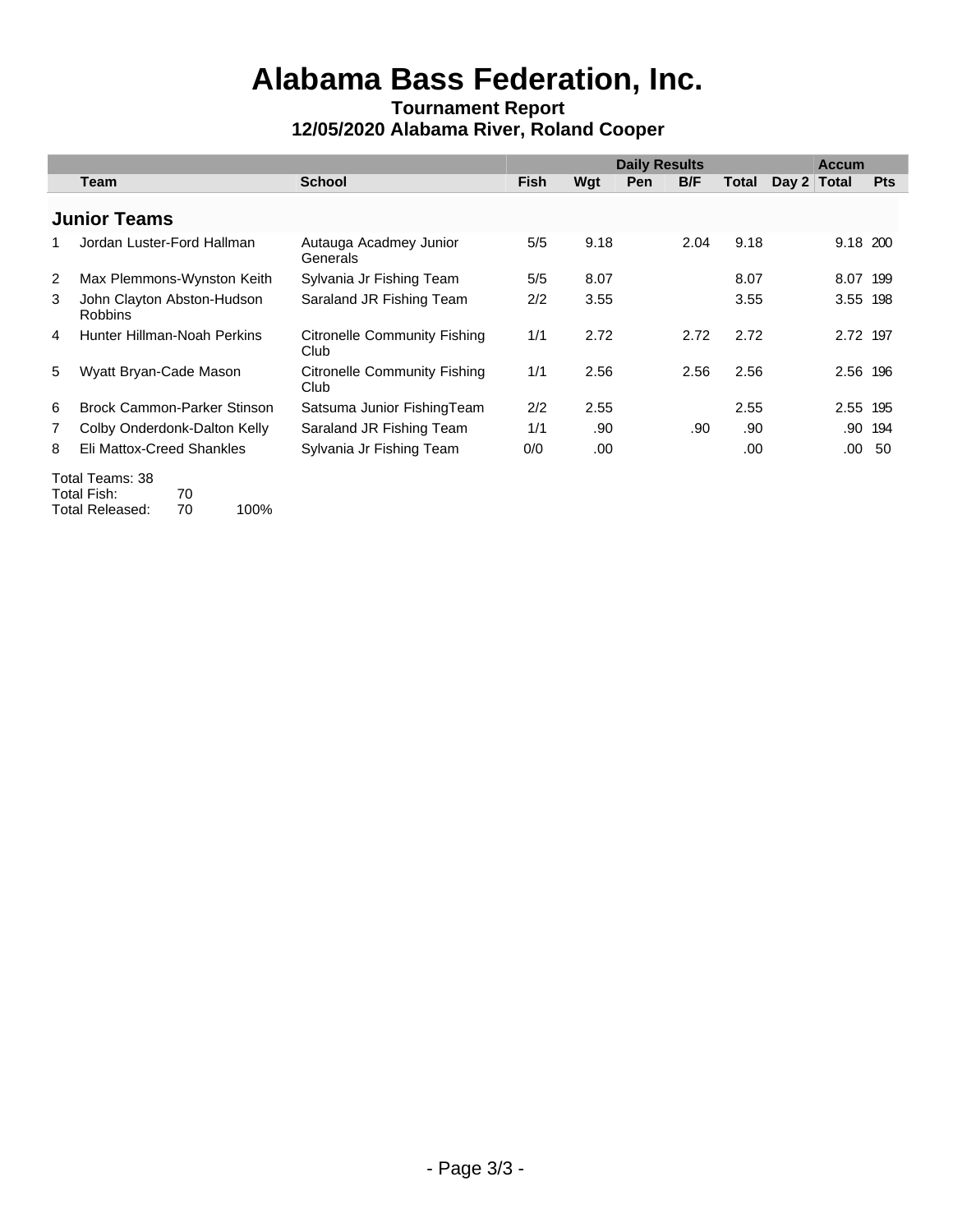# Alabama Bass Federation, Inc.

**Tournament Report**

**12/05/2020 Alabama River, Roland Cooper**

| | | | Daily Results | | | | | | Accum | |
|---|---|---|---|---|---|---|---|---|---|---|
| | Team | School | Fish | Wgt | Pen | B/F | Total | Day 2 | Total | Pts |
| **Junior Teams** | | | | | | | | | | |
| 1 | Jordan Luster-Ford Hallman | Autauga Acadmey Junior Generals | 5/5 | 9.18 | | 2.04 | 9.18 | | 9.18 | 200 |
| 2 | Max Plemmons-Wynston Keith | Sylvania Jr Fishing Team | 5/5 | 8.07 | | | 8.07 | | 8.07 | 199 |
| 3 | John Clayton Abston-Hudson Robbins | Saraland JR Fishing Team | 2/2 | 3.55 | | | 3.55 | | 3.55 | 198 |
| 4 | Hunter Hillman-Noah Perkins | Citronelle Community Fishing Club | 1/1 | 2.72 | | 2.72 | 2.72 | | 2.72 | 197 |
| 5 | Wyatt Bryan-Cade Mason | Citronelle Community Fishing Club | 1/1 | 2.56 | | 2.56 | 2.56 | | 2.56 | 196 |
| 6 | Brock Cammon-Parker Stinson | Satsuma Junior FishingTeam | 2/2 | 2.55 | | | 2.55 | | 2.55 | 195 |
| 7 | Colby Onderdonk-Dalton Kelly | Saraland JR Fishing Team | 1/1 | .90 | | .90 | .90 | | .90 | 194 |
| 8 | Eli Mattox-Creed Shankles | Sylvania Jr Fishing Team | 0/0 | .00 | | | .00 | | .00 | 50 |

Total Teams: 38
Total Fish: 70
Total Released: 70 100%